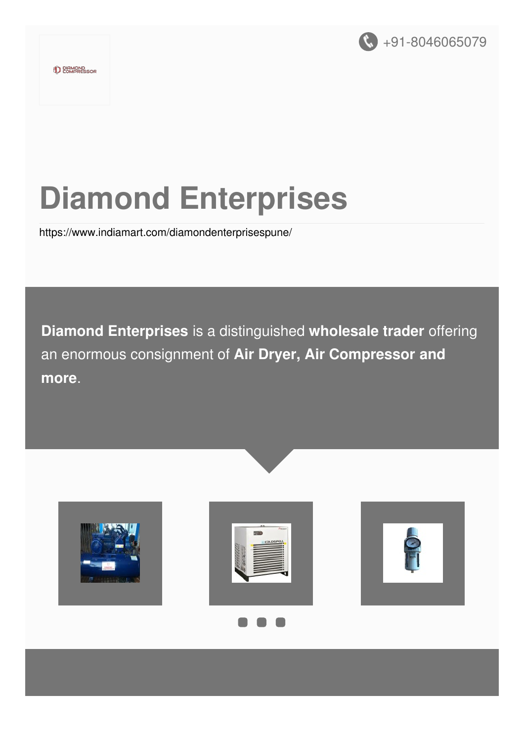+91-8046065079

# Diamond Enterprises

https://www.indiamart.com/diamondenterprisespune/

**Diamond Enterprises** is a distinguished **wholesale trader** offering an enormous consignment of **Air Dryer, Air Compressor and more**.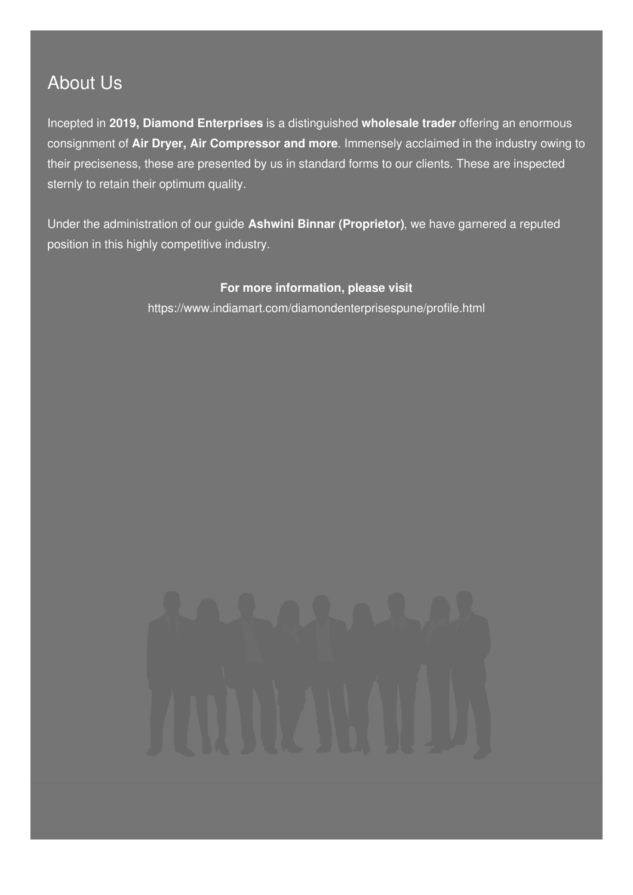## About Us

Incepted in **2019, Diamond Enterprises** is a distinguished **wholesale trader** offering an enormous consignment of **Air Dryer, Air Compressor and more**. Immensely acclaimed in the industry owing to their preciseness, these are presented by us in standard forms to our clients. These are inspected sternly to retain their optimum quality.

Under the administration of our guide **Ashwini Binnar (Proprietor)**, we have garnered a reputed position in this highly competitive industry.

**For more information, please visit**

https://www.indiamart.com/diamondenterprisespune/profile.html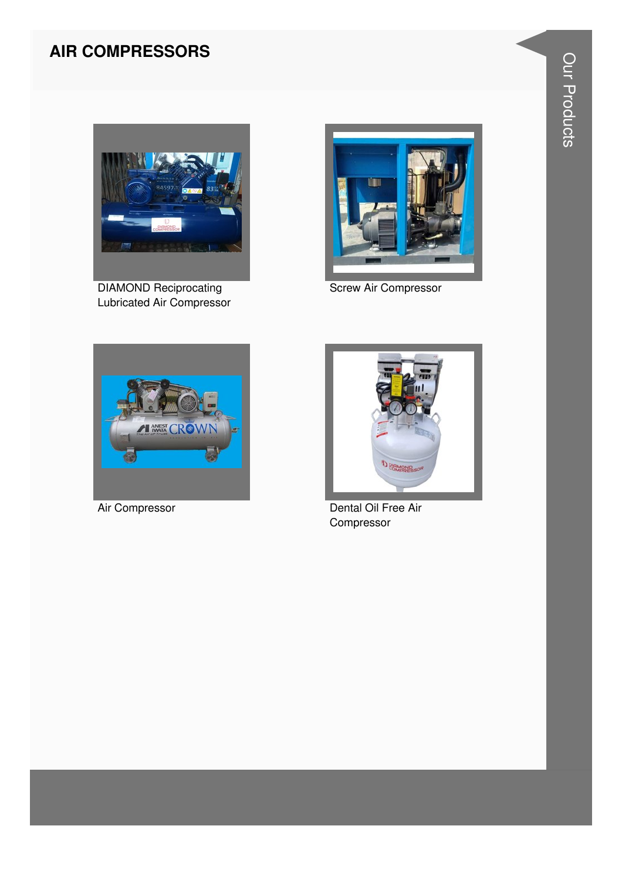## AIR COMPRESSORS

DIAMOND Reciprocating Lubricated Air Compressor

Screw Air Compressor

Air Compressor

Dental Oil Free Air Compressor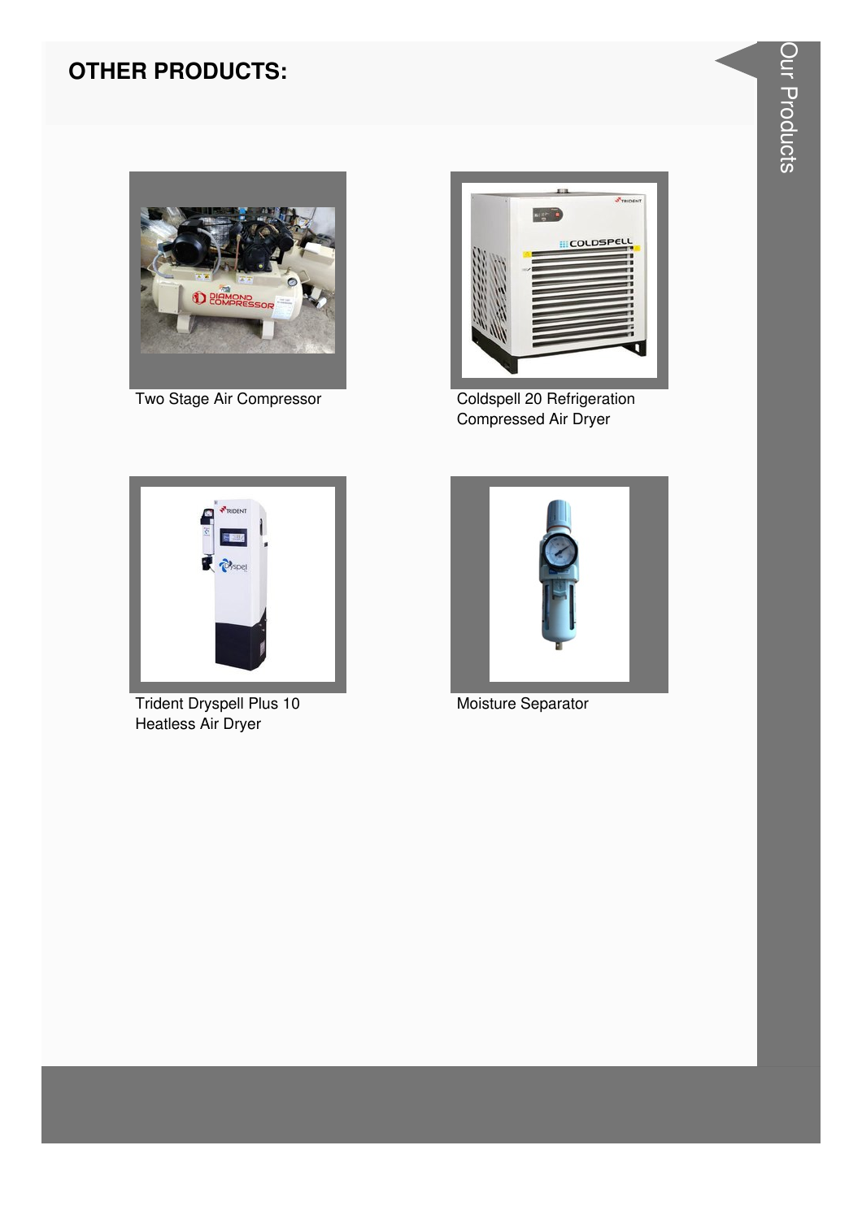## OTHER PRODUCTS:

Two Stage Air Compressor

Coldspell 20 Refrigeration Compressed Air Dryer

Trident Dryspell Plus 10 Heatless Air Dryer

Moisture Separator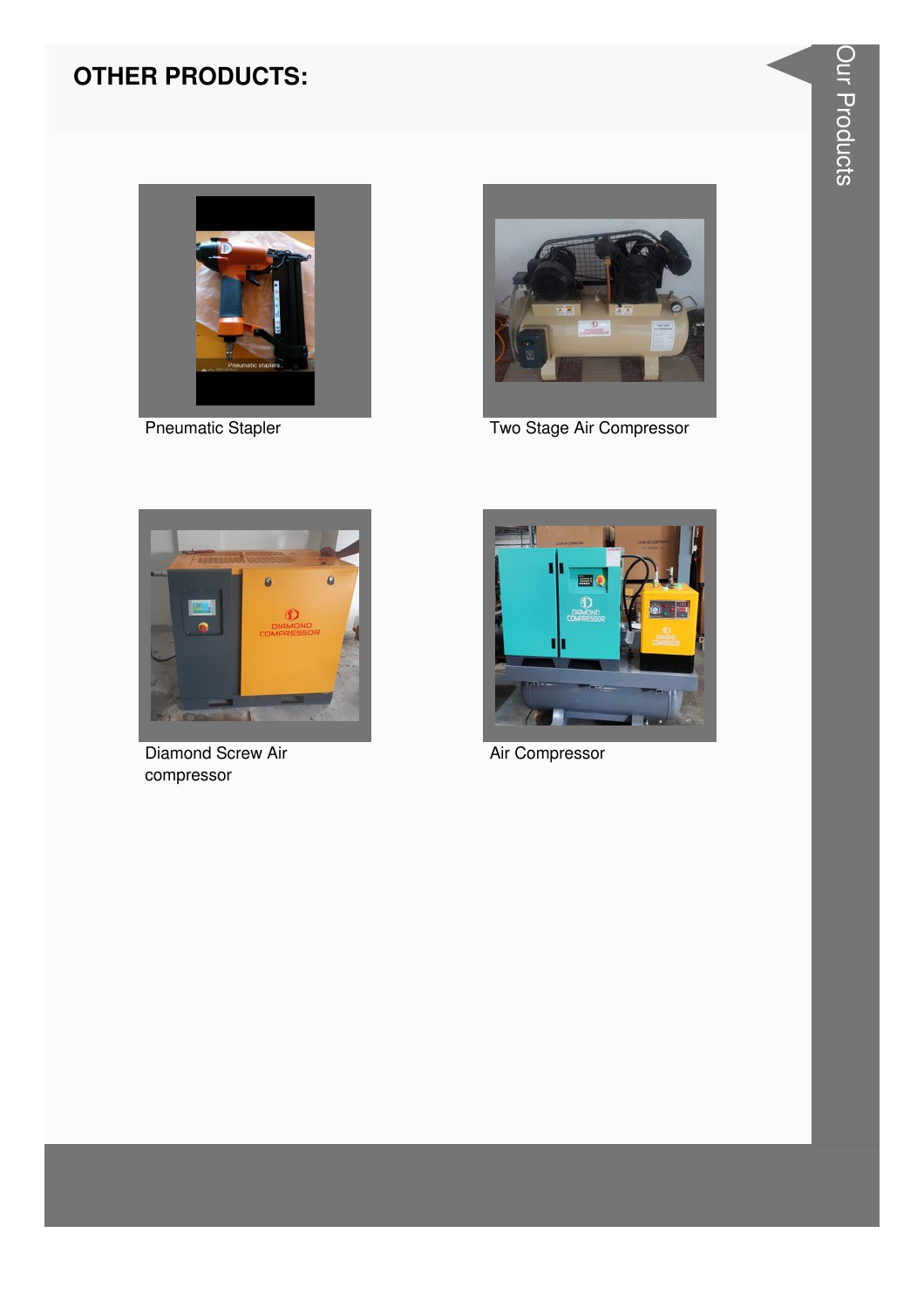## OTHER PRODUCTS:

Pneumatic Stapler

Two Stage Air Compressor

Diamond Screw Air compressor

Air Compressor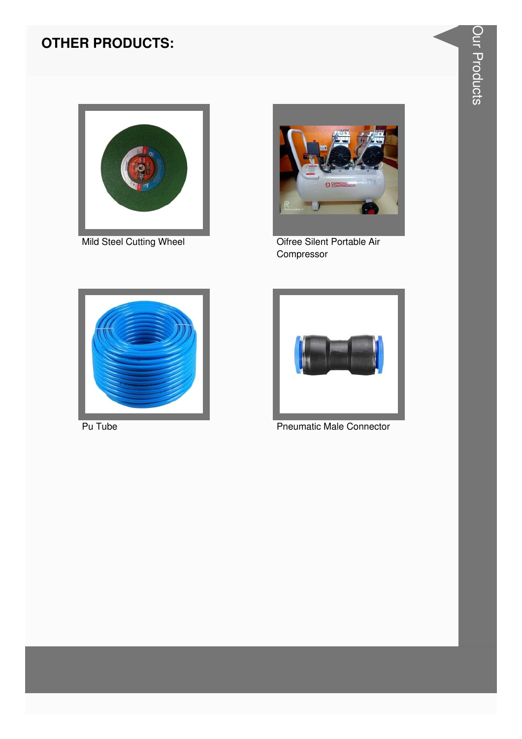## OTHER PRODUCTS:

Mild Steel Cutting Wheel

Oifree Silent Portable Air Compressor

Pu Tube

Pneumatic Male Connector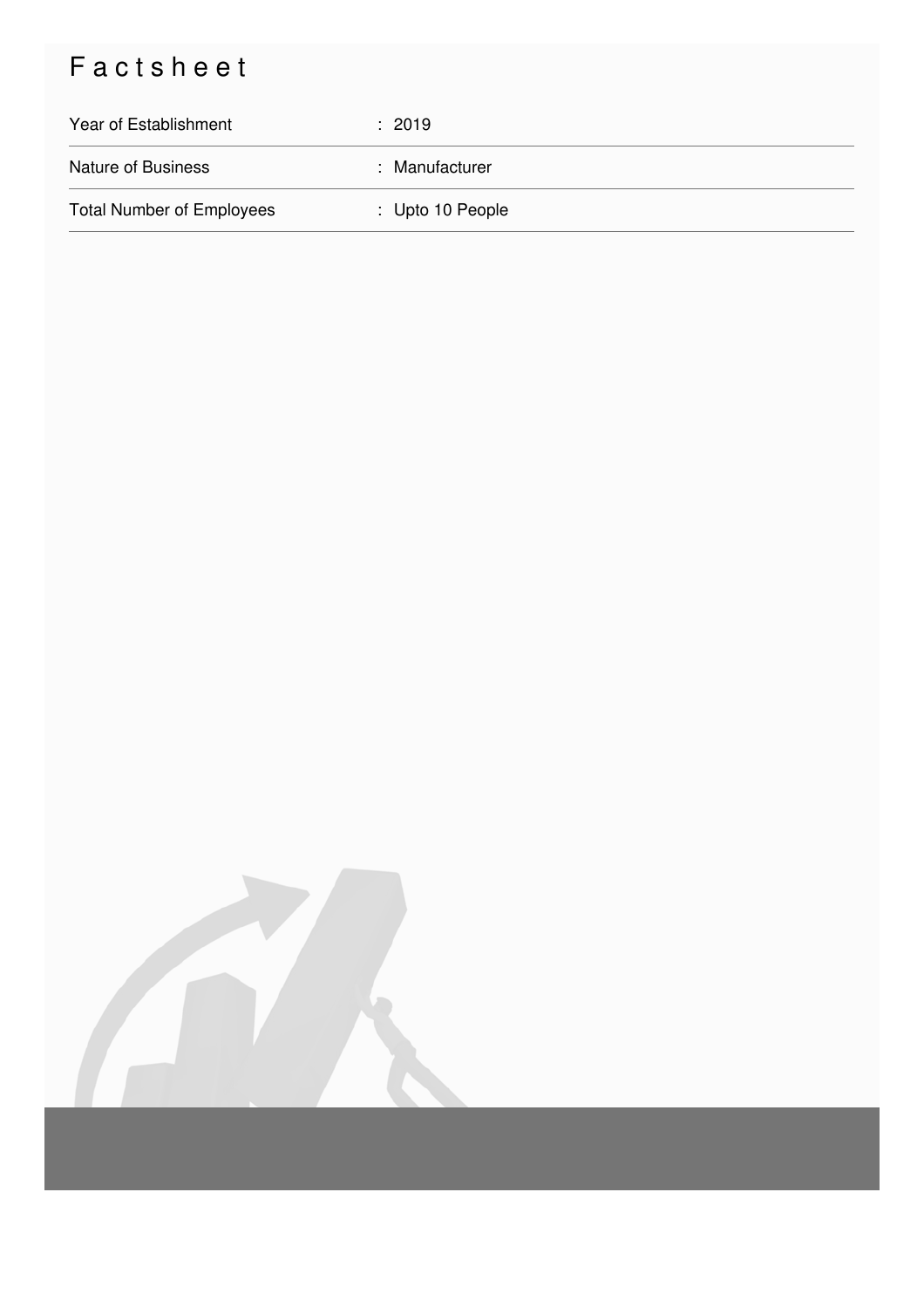# Factsheet

| | |
|---|---|
| Year of Establishment | : 2019 |
| Nature of Business | : Manufacturer |
| Total Number of Employees | : Upto 10 People |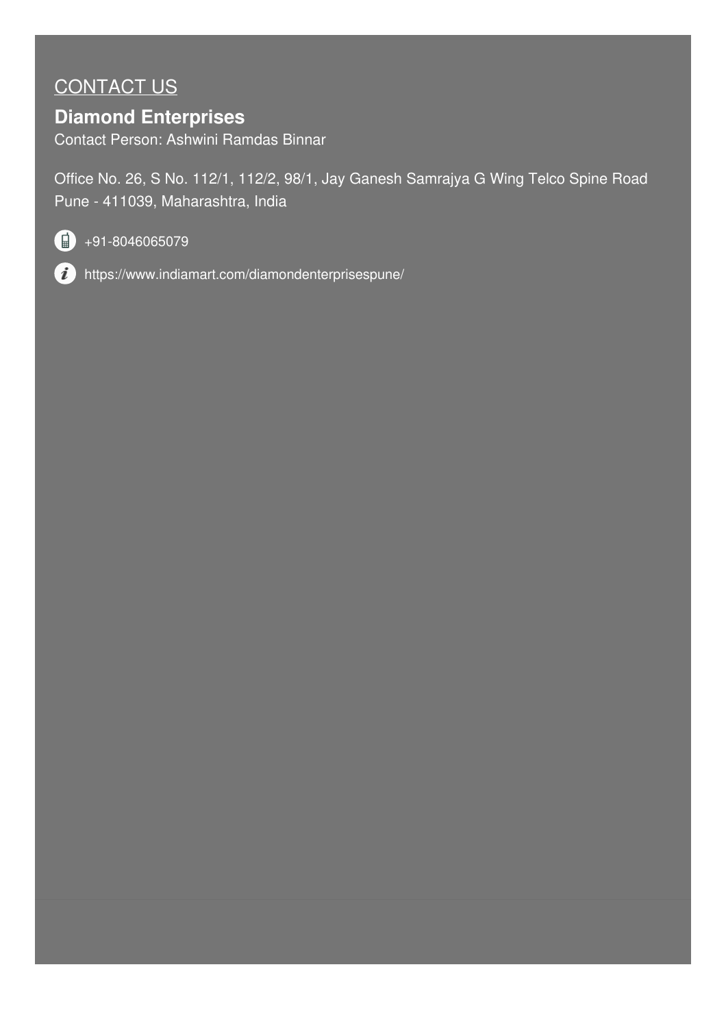## CONTACT US

### Diamond Enterprises

Contact Person: Ashwini Ramdas Binnar

Office No. 26, S No. 112/1, 112/2, 98/1, Jay Ganesh Samrajya G Wing Telco Spine Road
Pune - 411039, Maharashtra, India

+91-8046065079

https://www.indiamart.com/diamondenterprisespune/